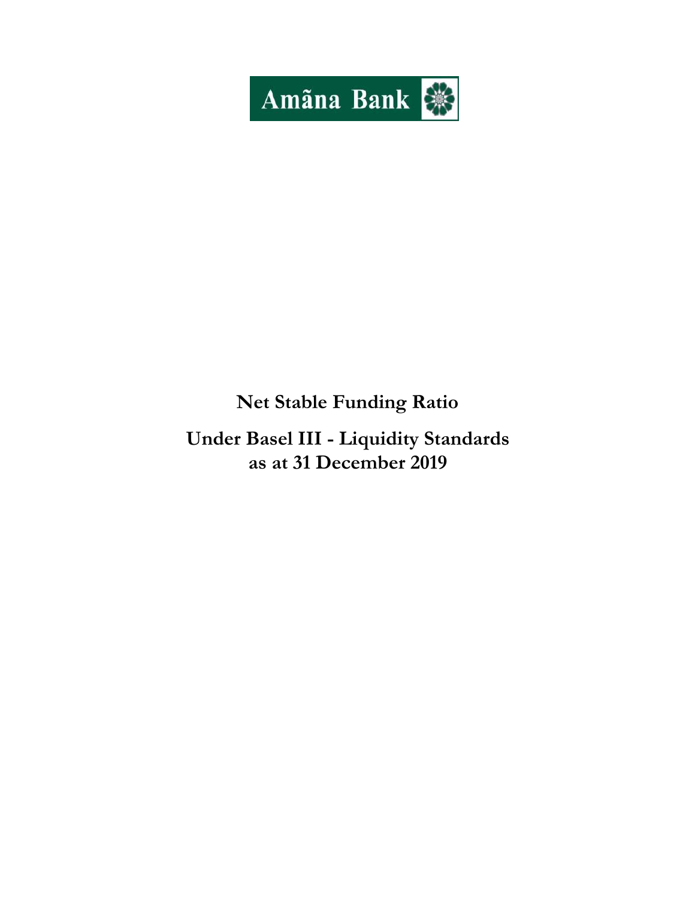Amãna Bank

# Net Stable Funding Ratio

## Under Basel III - Liquidity Standards as at 31 December 2019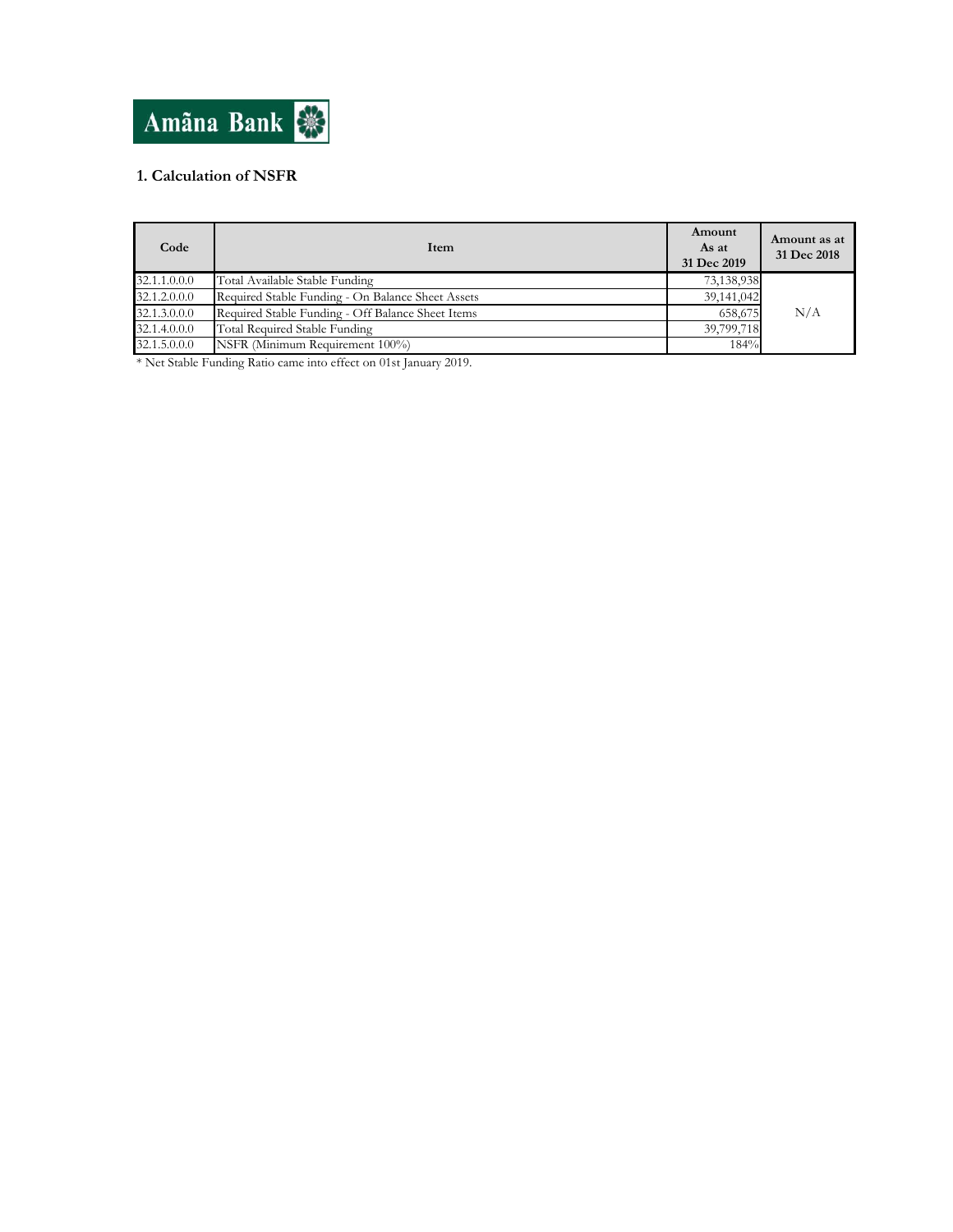Amãna Bank

## 1. Calculation of NSFR

| Code | Item | Amount As at 31 Dec 2019 | Amount as at 31 Dec 2018 |
|---|---|---|---|
| 32.1.1.0.0.0 | Total Available Stable Funding | 73,138,938 | N/A |
| 32.1.2.0.0.0 | Required Stable Funding - On Balance Sheet Assets | 39,141,042 | |
| 32.1.3.0.0.0 | Required Stable Funding - Off Balance Sheet Items | 658,675 | |
| 32.1.4.0.0.0 | Total Required Stable Funding | 39,799,718 | |
| 32.1.5.0.0.0 | NSFR (Minimum Requirement 100%) | 184% | |

* Net Stable Funding Ratio came into effect on 01st January 2019.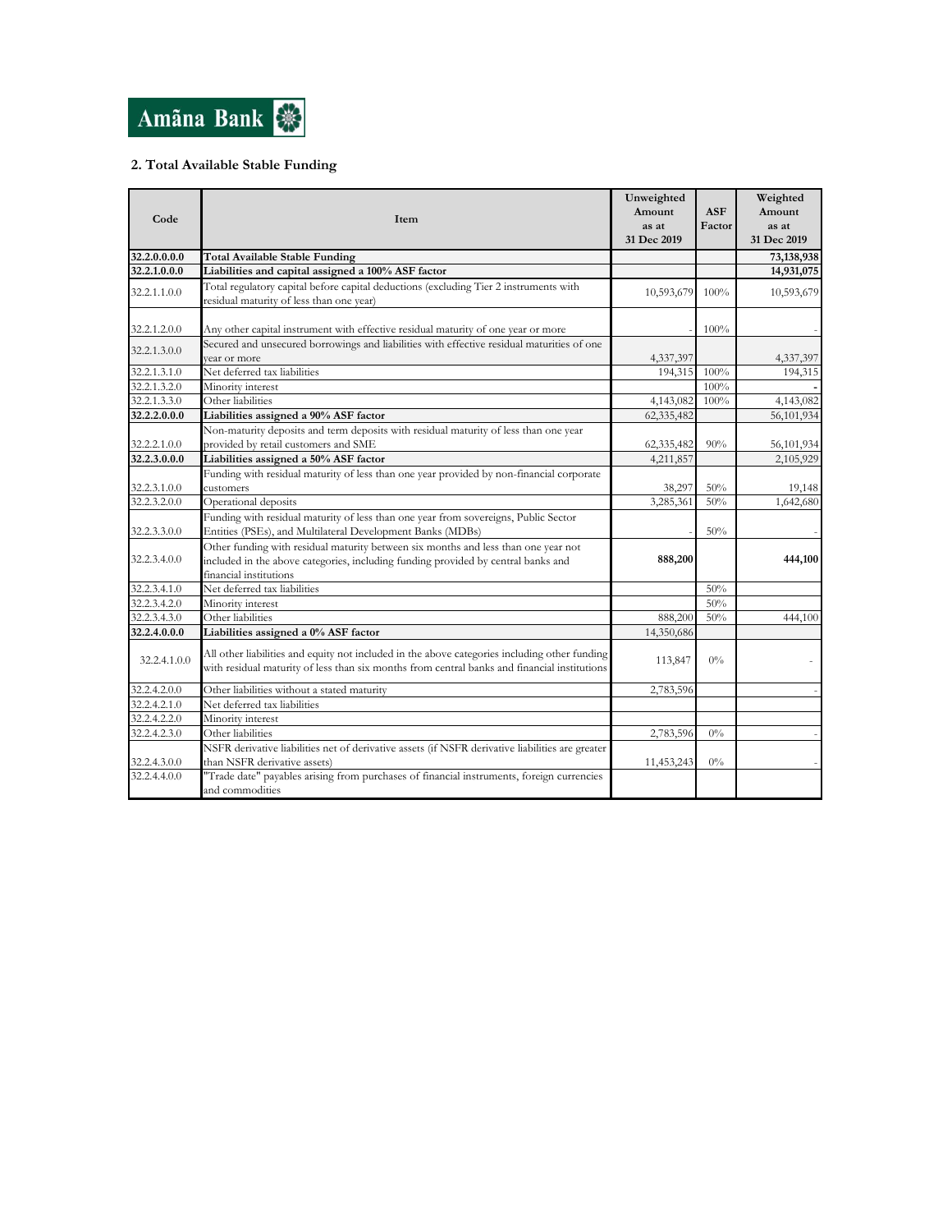Amãna Bank

## 2. Total Available Stable Funding

| Code | Item | Unweighted Amount as at 31 Dec 2019 | ASF Factor | Weighted Amount as at 31 Dec 2019 |
|---|---|---|---|---|
| **32.2.0.0.0.0** | **Total Available Stable Funding** | | | **73,138,938** |
| **32.2.1.0.0.0** | **Liabilities and capital assigned a 100% ASF factor** | | | **14,931,075** |
| 32.2.1.1.0.0 | Total regulatory capital before capital deductions (excluding Tier 2 instruments with residual maturity of less than one year) | 10,593,679 | 100% | 10,593,679 |
| 32.2.1.2.0.0 | Any other capital instrument with effective residual maturity of one year or more | - | 100% | - |
| 32.2.1.3.0.0 | Secured and unsecured borrowings and liabilities with effective residual maturities of one year or more | 4,337,397 | | 4,337,397 |
| 32.2.1.3.1.0 | Net deferred tax liabilities | 194,315 | 100% | 194,315 |
| 32.2.1.3.2.0 | Minority interest | | 100% | - |
| 32.2.1.3.3.0 | Other liabilities | 4,143,082 | 100% | 4,143,082 |
| **32.2.2.0.0.0** | **Liabilities assigned a 90% ASF factor** | 62,335,482 | | 56,101,934 |
| 32.2.2.1.0.0 | Non-maturity deposits and term deposits with residual maturity of less than one year provided by retail customers and SME | 62,335,482 | 90% | 56,101,934 |
| **32.2.3.0.0.0** | **Liabilities assigned a 50% ASF factor** | 4,211,857 | | 2,105,929 |
| 32.2.3.1.0.0 | Funding with residual maturity of less than one year provided by non-financial corporate customers | 38,297 | 50% | 19,148 |
| 32.2.3.2.0.0 | Operational deposits | 3,285,361 | 50% | 1,642,680 |
| 32.2.3.3.0.0 | Funding with residual maturity of less than one year from sovereigns, Public Sector Entities (PSEs), and Multilateral Development Banks (MDBs) | - | 50% | - |
| 32.2.3.4.0.0 | Other funding with residual maturity between six months and less than one year not included in the above categories, including funding provided by central banks and financial institutions | **888,200** | | **444,100** |
| 32.2.3.4.1.0 | Net deferred tax liabilities | | 50% | |
| 32.2.3.4.2.0 | Minority interest | | 50% | |
| 32.2.3.4.3.0 | Other liabilities | 888,200 | 50% | 444,100 |
| **32.2.4.0.0.0** | **Liabilities assigned a 0% ASF factor** | 14,350,686 | | |
| 32.2.4.1.0.0 | All other liabilities and equity not included in the above categories including other funding with residual maturity of less than six months from central banks and financial institutions | 113,847 | 0% | - |
| 32.2.4.2.0.0 | Other liabilities without a stated maturity | 2,783,596 | | - |
| 32.2.4.2.1.0 | Net deferred tax liabilities | | | |
| 32.2.4.2.2.0 | Minority interest | | | |
| 32.2.4.2.3.0 | Other liabilities | 2,783,596 | 0% | - |
| 32.2.4.3.0.0 | NSFR derivative liabilities net of derivative assets (if NSFR derivative liabilities are greater than NSFR derivative assets) | 11,453,243 | 0% | - |
| 32.2.4.4.0.0 | "Trade date" payables arising from purchases of financial instruments, foreign currencies and commodities | | | |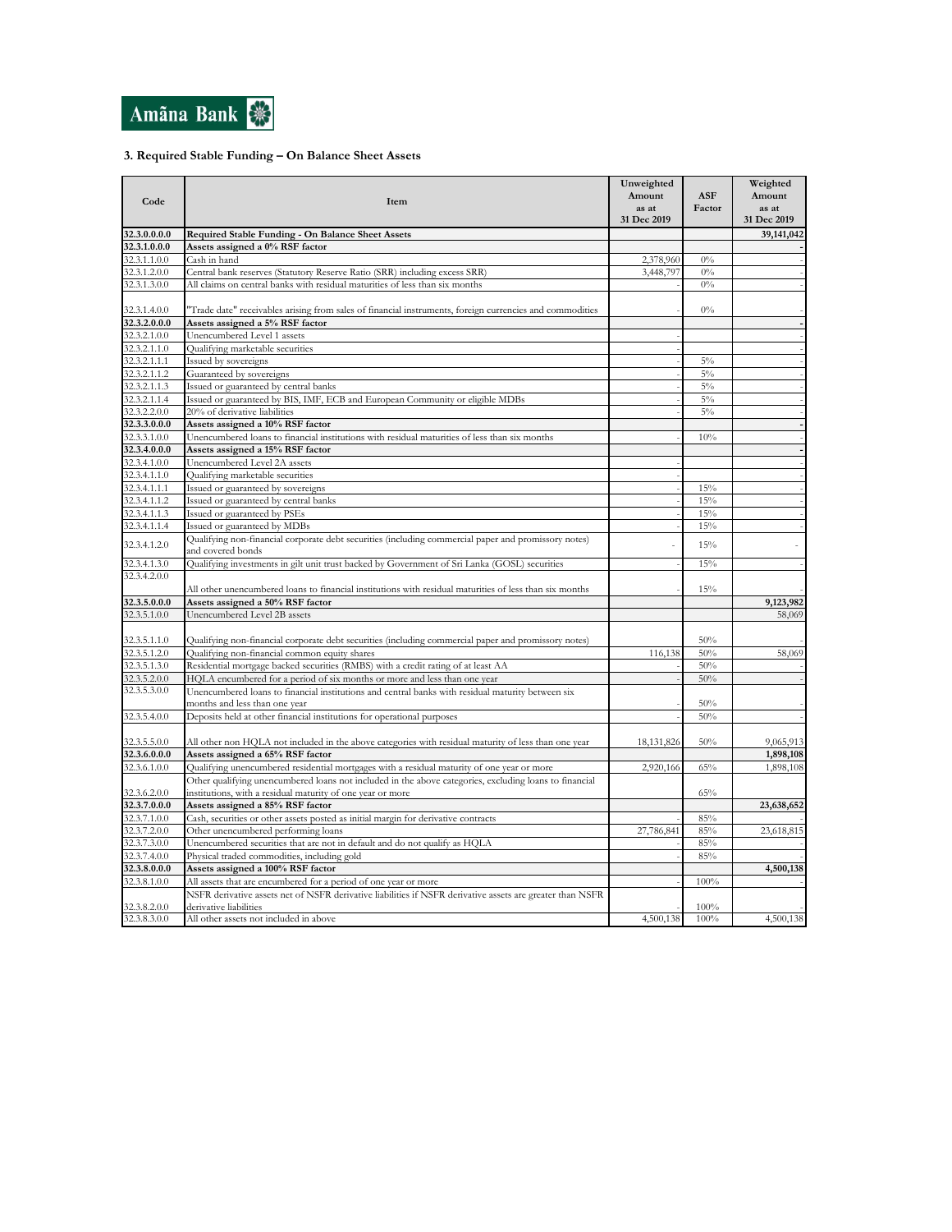Amãna Bank

### 3. Required Stable Funding – On Balance Sheet Assets

| Code | Item | Unweighted Amount as at 31 Dec 2019 | ASF Factor | Weighted Amount as at 31 Dec 2019 |
|---|---|---|---|---|
| **32.3.0.0.0** | **Required Stable Funding - On Balance Sheet Assets** | | | **39,141,042** |
| **32.3.1.0.0** | **Assets assigned a 0% RSF factor** | | | **-** |
| 32.3.1.1.0 | Cash in hand | 2,378,960 | 0% | - |
| 32.3.1.2.0 | Central bank reserves (Statutory Reserve Ratio (SRR) including excess SRR) | 3,448,797 | 0% | - |
| 32.3.1.3.0 | All claims on central banks with residual maturities of less than six months | - | 0% | - |
| 32.3.1.4.0 | "Trade date" receivables arising from sales of financial instruments, foreign currencies and commodities | - | 0% | - |
| **32.3.2.0.0** | **Assets assigned a 5% RSF factor** | | | **-** |
| 32.3.2.1.0 | Unencumbered Level 1 assets | - | | - |
| 32.3.2.1.1.0 | Qualifying marketable securities | - | | - |
| 32.3.2.1.1.1 | Issued by sovereigns | - | 5% | - |
| 32.3.2.1.1.2 | Guaranteed by sovereigns | - | 5% | - |
| 32.3.2.1.1.3 | Issued or guaranteed by central banks | - | 5% | - |
| 32.3.2.1.1.4 | Issued or guaranteed by BIS, IMF, ECB and European Community or eligible MDBs | - | 5% | - |
| 32.3.2.2.0 | 20% of derivative liabilities | - | 5% | - |
| **32.3.3.0.0** | **Assets assigned a 10% RSF factor** | | | **-** |
| 32.3.3.1.0 | Unencumbered loans to financial institutions with residual maturities of less than six months | - | 10% | - |
| **32.3.4.0.0** | **Assets assigned a 15% RSF factor** | | | **-** |
| 32.3.4.1.0 | Unencumbered Level 2A assets | - | | - |
| 32.3.4.1.1.0 | Qualifying marketable securities | - | | - |
| 32.3.4.1.1.1 | Issued or guaranteed by sovereigns | - | 15% | - |
| 32.3.4.1.1.2 | Issued or guaranteed by central banks | - | 15% | - |
| 32.3.4.1.1.3 | Issued or guaranteed by PSEs | - | 15% | - |
| 32.3.4.1.1.4 | Issued or guaranteed by MDBs | - | 15% | - |
| 32.3.4.1.2.0 | Qualifying non-financial corporate debt securities (including commercial paper and promissory notes) and covered bonds | - | 15% | - |
| 32.3.4.1.3.0 | Qualifying investments in gilt unit trust backed by Government of Sri Lanka (GOSL) securities | - | 15% | - |
| 32.3.4.2.0.0 | All other unencumbered loans to financial institutions with residual maturities of less than six months | - | 15% | - |
| **32.3.5.0.0** | **Assets assigned a 50% RSF factor** | | | **9,123,982** |
| 32.3.5.1.0 | Unencumbered Level 2B assets | | | 58,069 |
| 32.3.5.1.1.0 | Qualifying non-financial corporate debt securities (including commercial paper and promissory notes) | | 50% | - |
| 32.3.5.1.2.0 | Qualifying non-financial common equity shares | 116,138 | 50% | 58,069 |
| 32.3.5.1.3.0 | Residential mortgage backed securities (RMBS) with a credit rating of at least AA | - | 50% | - |
| 32.3.5.2.0 | HQLA encumbered for a period of six months or more and less than one year | - | 50% | - |
| 32.3.5.3.0 | Unencumbered loans to financial institutions and central banks with residual maturity between six months and less than one year | - | 50% | - |
| 32.3.5.4.0 | Deposits held at other financial institutions for operational purposes | - | 50% | - |
| 32.3.5.5.0 | All other non HQLA not included in the above categories with residual maturity of less than one year | 18,131,826 | 50% | 9,065,913 |
| **32.3.6.0.0** | **Assets assigned a 65% RSF factor** | | | **1,898,108** |
| 32.3.6.1.0 | Qualifying unencumbered residential mortgages with a residual maturity of one year or more | 2,920,166 | 65% | 1,898,108 |
| 32.3.6.2.0 | Other qualifying unencumbered loans not included in the above categories, excluding loans to financial institutions, with a residual maturity of one year or more | | 65% | |
| **32.3.7.0.0** | **Assets assigned a 85% RSF factor** | | | **23,638,652** |
| 32.3.7.1.0 | Cash, securities or other assets posted as initial margin for derivative contracts | - | 85% | - |
| 32.3.7.2.0 | Other unencumbered performing loans | 27,786,841 | 85% | 23,618,815 |
| 32.3.7.3.0 | Unencumbered securities that are not in default and do not qualify as HQLA | - | 85% | - |
| 32.3.7.4.0 | Physical traded commodities, including gold | - | 85% | - |
| **32.3.8.0.0** | **Assets assigned a 100% RSF factor** | | | **4,500,138** |
| 32.3.8.1.0 | All assets that are encumbered for a period of one year or more | - | 100% | - |
| 32.3.8.2.0 | NSFR derivative assets net of NSFR derivative liabilities if NSFR derivative assets are greater than NSFR derivative liabilities | - | 100% | - |
| 32.3.8.3.0 | All other assets not included in above | 4,500,138 | 100% | 4,500,138 |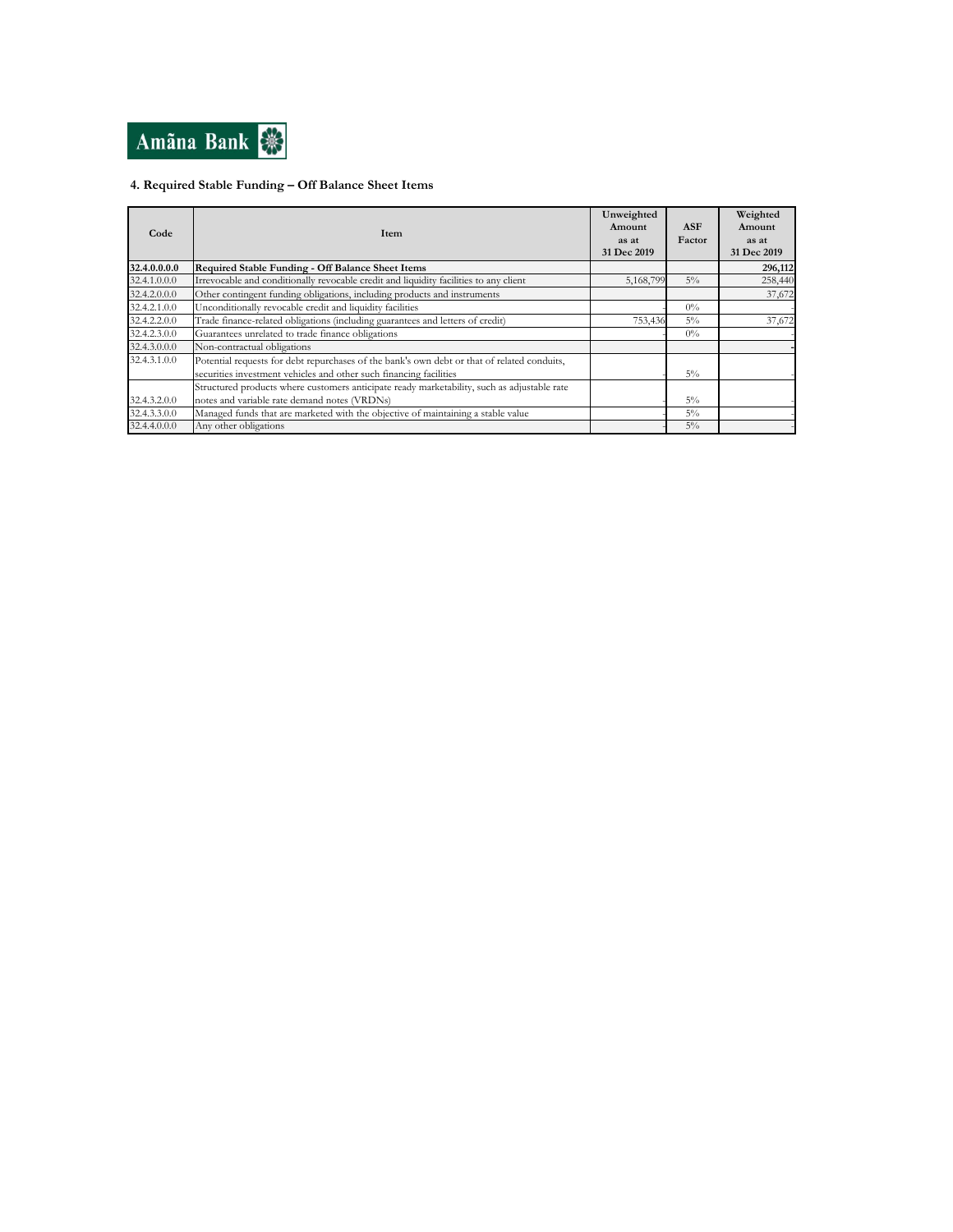Amãna Bank

## 4. Required Stable Funding – Off Balance Sheet Items

| Code | Item | Unweighted Amount as at 31 Dec 2019 | ASF Factor | Weighted Amount as at 31 Dec 2019 |
|---|---|---|---|---|
| **32.4.0.0.0.0** | **Required Stable Funding - Off Balance Sheet Items** | | | **296,112** |
| 32.4.1.0.0.0 | Irrevocable and conditionally revocable credit and liquidity facilities to any client | 5,168,799 | 5% | 258,440 |
| 32.4.2.0.0.0 | Other contingent funding obligations, including products and instruments | | | 37,672 |
| 32.4.2.1.0.0 | Unconditionally revocable credit and liquidity facilities | - | 0% | - |
| 32.4.2.2.0.0 | Trade finance-related obligations (including guarantees and letters of credit) | 753,436 | 5% | 37,672 |
| 32.4.2.3.0.0 | Guarantees unrelated to trade finance obligations | - | 0% | - |
| 32.4.3.0.0.0 | Non-contractual obligations | | | - |
| 32.4.3.1.0.0 | Potential requests for debt repurchases of the bank's own debt or that of related conduits, securities investment vehicles and other such financing facilities | - | 5% | - |
| 32.4.3.2.0.0 | Structured products where customers anticipate ready marketability, such as adjustable rate notes and variable rate demand notes (VRDNs) | - | 5% | - |
| 32.4.3.3.0.0 | Managed funds that are marketed with the objective of maintaining a stable value | - | 5% | - |
| 32.4.4.0.0.0 | Any other obligations | - | 5% | - |